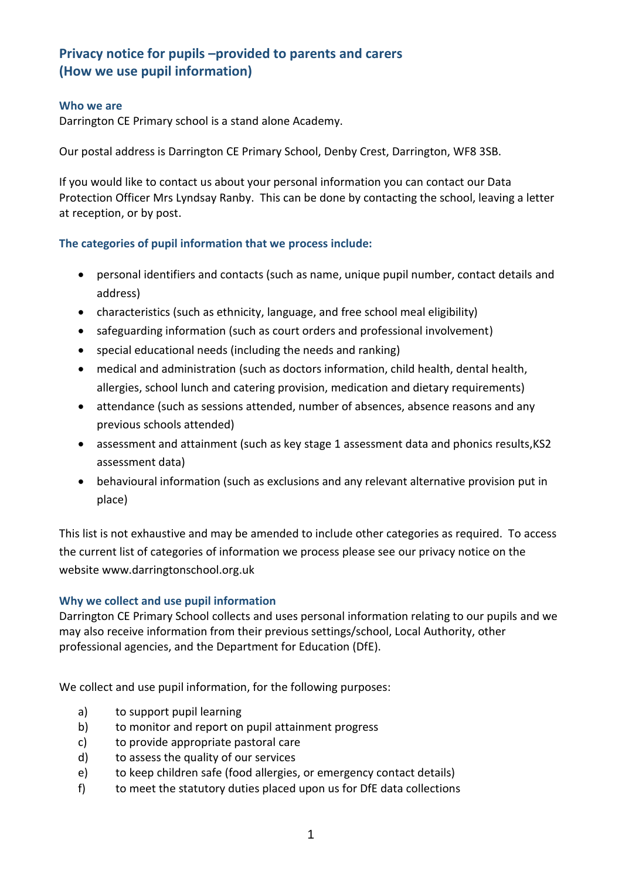# Privacy notice for pupils –provided to parents and carers (How we use pupil information)

## Who we are

Darrington CE Primary school is a stand alone Academy.

Our postal address is Darrington CE Primary School, Denby Crest, Darrington, WF8 3SB.

If you would like to contact us about your personal information you can contact our Data Protection Officer Mrs Lyndsay Ranby. This can be done by contacting the school, leaving a letter at reception, or by post.

## The categories of pupil information that we process include:

- personal identifiers and contacts (such as name, unique pupil number, contact details and address)
- characteristics (such as ethnicity, language, and free school meal eligibility)
- safeguarding information (such as court orders and professional involvement)
- special educational needs (including the needs and ranking)
- medical and administration (such as doctors information, child health, dental health, allergies, school lunch and catering provision, medication and dietary requirements)
- attendance (such as sessions attended, number of absences, absence reasons and any previous schools attended)
- assessment and attainment (such as key stage 1 assessment data and phonics results,KS2 assessment data)
- behavioural information (such as exclusions and any relevant alternative provision put in place)

This list is not exhaustive and may be amended to include other categories as required. To access the current list of categories of information we process please see our privacy notice on the website www.darringtonschool.org.uk

## Why we collect and use pupil information

Darrington CE Primary School collects and uses personal information relating to our pupils and we may also receive information from their previous settings/school, Local Authority, other professional agencies, and the Department for Education (DfE).

We collect and use pupil information, for the following purposes:

a) to support pupil learning
b) to monitor and report on pupil attainment progress
c) to provide appropriate pastoral care
d) to assess the quality of our services
e) to keep children safe (food allergies, or emergency contact details)
f) to meet the statutory duties placed upon us for DfE data collections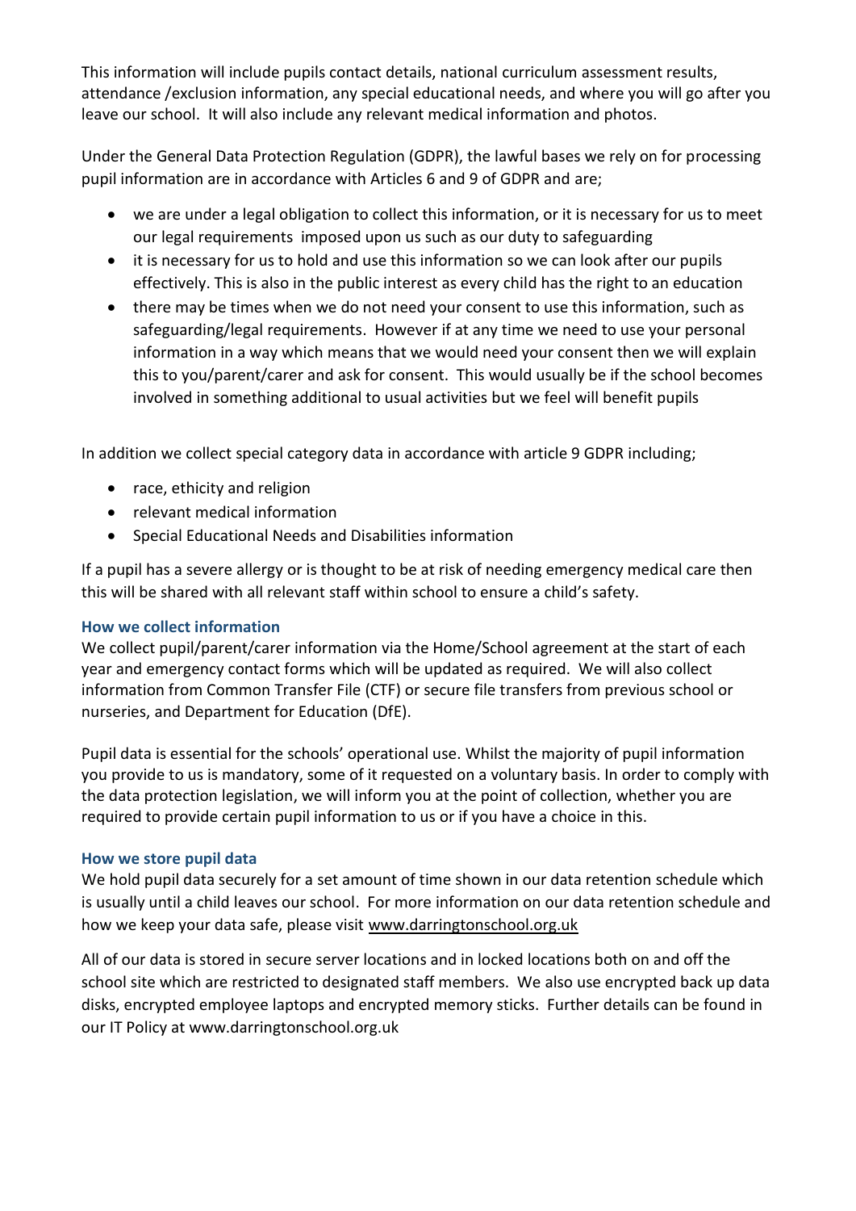This information will include pupils contact details, national curriculum assessment results, attendance /exclusion information, any special educational needs, and where you will go after you leave our school. It will also include any relevant medical information and photos.

Under the General Data Protection Regulation (GDPR), the lawful bases we rely on for processing pupil information are in accordance with Articles 6 and 9 of GDPR and are;

- we are under a legal obligation to collect this information, or it is necessary for us to meet our legal requirements imposed upon us such as our duty to safeguarding
- it is necessary for us to hold and use this information so we can look after our pupils effectively. This is also in the public interest as every child has the right to an education
- there may be times when we do not need your consent to use this information, such as safeguarding/legal requirements. However if at any time we need to use your personal information in a way which means that we would need your consent then we will explain this to you/parent/carer and ask for consent. This would usually be if the school becomes involved in something additional to usual activities but we feel will benefit pupils

In addition we collect special category data in accordance with article 9 GDPR including;

- race, ethicity and religion
- relevant medical information
- Special Educational Needs and Disabilities information

If a pupil has a severe allergy or is thought to be at risk of needing emergency medical care then this will be shared with all relevant staff within school to ensure a child's safety.

### How we collect information

We collect pupil/parent/carer information via the Home/School agreement at the start of each year and emergency contact forms which will be updated as required. We will also collect information from Common Transfer File (CTF) or secure file transfers from previous school or nurseries, and Department for Education (DfE).

Pupil data is essential for the schools' operational use. Whilst the majority of pupil information you provide to us is mandatory, some of it requested on a voluntary basis. In order to comply with the data protection legislation, we will inform you at the point of collection, whether you are required to provide certain pupil information to us or if you have a choice in this.

### How we store pupil data

We hold pupil data securely for a set amount of time shown in our data retention schedule which is usually until a child leaves our school. For more information on our data retention schedule and how we keep your data safe, please visit www.darringtonschool.org.uk

All of our data is stored in secure server locations and in locked locations both on and off the school site which are restricted to designated staff members. We also use encrypted back up data disks, encrypted employee laptops and encrypted memory sticks. Further details can be found in our IT Policy at www.darringtonschool.org.uk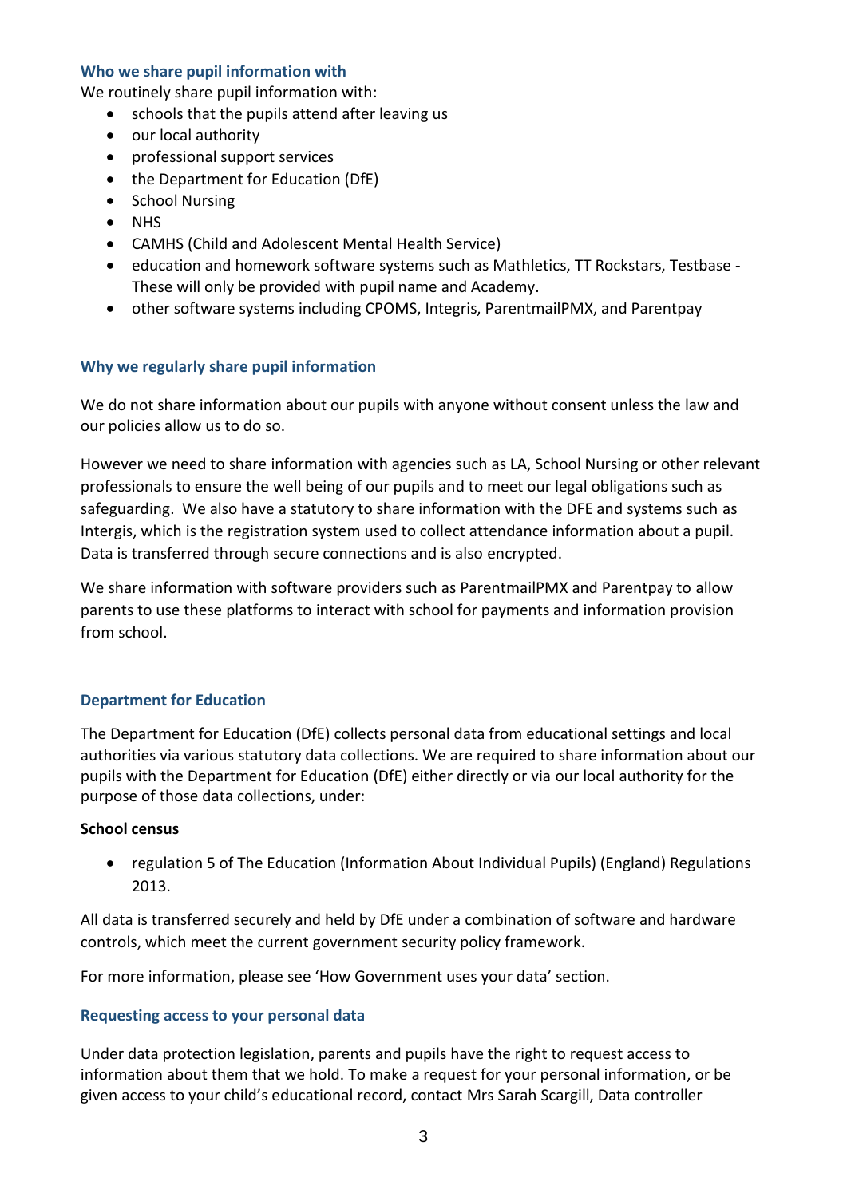### Who we share pupil information with

We routinely share pupil information with:

- schools that the pupils attend after leaving us
- our local authority
- professional support services
- the Department for Education (DfE)
- School Nursing
- NHS
- CAMHS (Child and Adolescent Mental Health Service)
- education and homework software systems such as Mathletics, TT Rockstars, Testbase - These will only be provided with pupil name and Academy.
- other software systems including CPOMS, Integris, ParentmailPMX, and Parentpay

### Why we regularly share pupil information

We do not share information about our pupils with anyone without consent unless the law and our policies allow us to do so.

However we need to share information with agencies such as LA, School Nursing or other relevant professionals to ensure the well being of our pupils and to meet our legal obligations such as safeguarding. We also have a statutory to share information with the DFE and systems such as Intergis, which is the registration system used to collect attendance information about a pupil. Data is transferred through secure connections and is also encrypted.

We share information with software providers such as ParentmailPMX and Parentpay to allow parents to use these platforms to interact with school for payments and information provision from school.

### Department for Education

The Department for Education (DfE) collects personal data from educational settings and local authorities via various statutory data collections. We are required to share information about our pupils with the Department for Education (DfE) either directly or via our local authority for the purpose of those data collections, under:

**School census**

- regulation 5 of The Education (Information About Individual Pupils) (England) Regulations 2013.

All data is transferred securely and held by DfE under a combination of software and hardware controls, which meet the current government security policy framework.

For more information, please see 'How Government uses your data' section.

### Requesting access to your personal data

Under data protection legislation, parents and pupils have the right to request access to information about them that we hold. To make a request for your personal information, or be given access to your child's educational record, contact Mrs Sarah Scargill, Data controller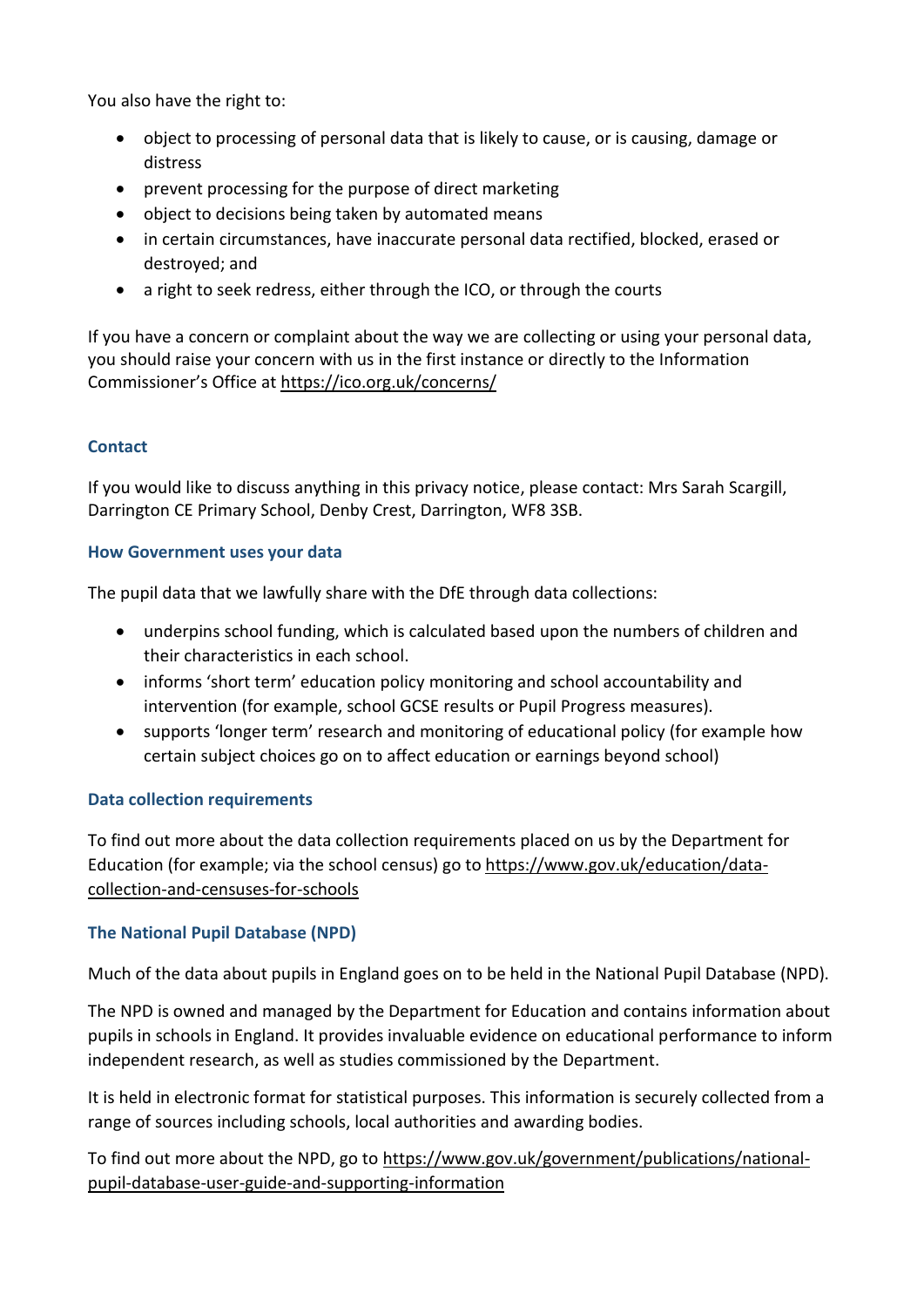You also have the right to:

- object to processing of personal data that is likely to cause, or is causing, damage or distress
- prevent processing for the purpose of direct marketing
- object to decisions being taken by automated means
- in certain circumstances, have inaccurate personal data rectified, blocked, erased or destroyed; and
- a right to seek redress, either through the ICO, or through the courts

If you have a concern or complaint about the way we are collecting or using your personal data, you should raise your concern with us in the first instance or directly to the Information Commissioner's Office at https://ico.org.uk/concerns/

### Contact

If you would like to discuss anything in this privacy notice, please contact: Mrs Sarah Scargill, Darrington CE Primary School, Denby Crest, Darrington, WF8 3SB.

### How Government uses your data

The pupil data that we lawfully share with the DfE through data collections:

- underpins school funding, which is calculated based upon the numbers of children and their characteristics in each school.
- informs 'short term' education policy monitoring and school accountability and intervention (for example, school GCSE results or Pupil Progress measures).
- supports 'longer term' research and monitoring of educational policy (for example how certain subject choices go on to affect education or earnings beyond school)

### Data collection requirements

To find out more about the data collection requirements placed on us by the Department for Education (for example; via the school census) go to https://www.gov.uk/education/data-collection-and-censuses-for-schools

### The National Pupil Database (NPD)

Much of the data about pupils in England goes on to be held in the National Pupil Database (NPD).

The NPD is owned and managed by the Department for Education and contains information about pupils in schools in England. It provides invaluable evidence on educational performance to inform independent research, as well as studies commissioned by the Department.

It is held in electronic format for statistical purposes. This information is securely collected from a range of sources including schools, local authorities and awarding bodies.

To find out more about the NPD, go to https://www.gov.uk/government/publications/national-pupil-database-user-guide-and-supporting-information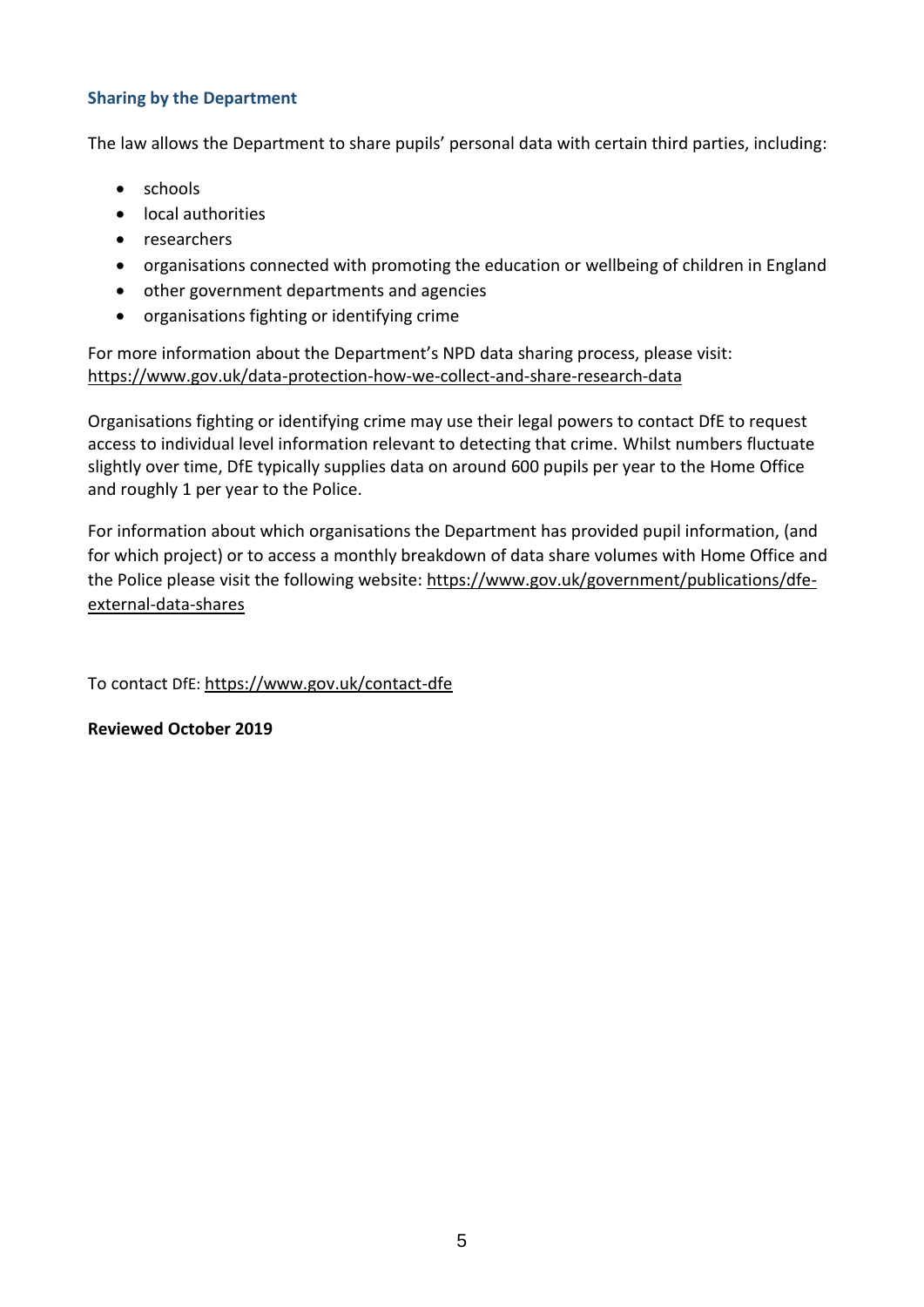### Sharing by the Department

The law allows the Department to share pupils' personal data with certain third parties, including:

- schools
- local authorities
- researchers
- organisations connected with promoting the education or wellbeing of children in England
- other government departments and agencies
- organisations fighting or identifying crime

For more information about the Department's NPD data sharing process, please visit:
https://www.gov.uk/data-protection-how-we-collect-and-share-research-data

Organisations fighting or identifying crime may use their legal powers to contact DfE to request access to individual level information relevant to detecting that crime. Whilst numbers fluctuate slightly over time, DfE typically supplies data on around 600 pupils per year to the Home Office and roughly 1 per year to the Police.

For information about which organisations the Department has provided pupil information, (and for which project) or to access a monthly breakdown of data share volumes with Home Office and the Police please visit the following website: https://www.gov.uk/government/publications/dfe-external-data-shares

To contact DfE: https://www.gov.uk/contact-dfe

**Reviewed October 2019**